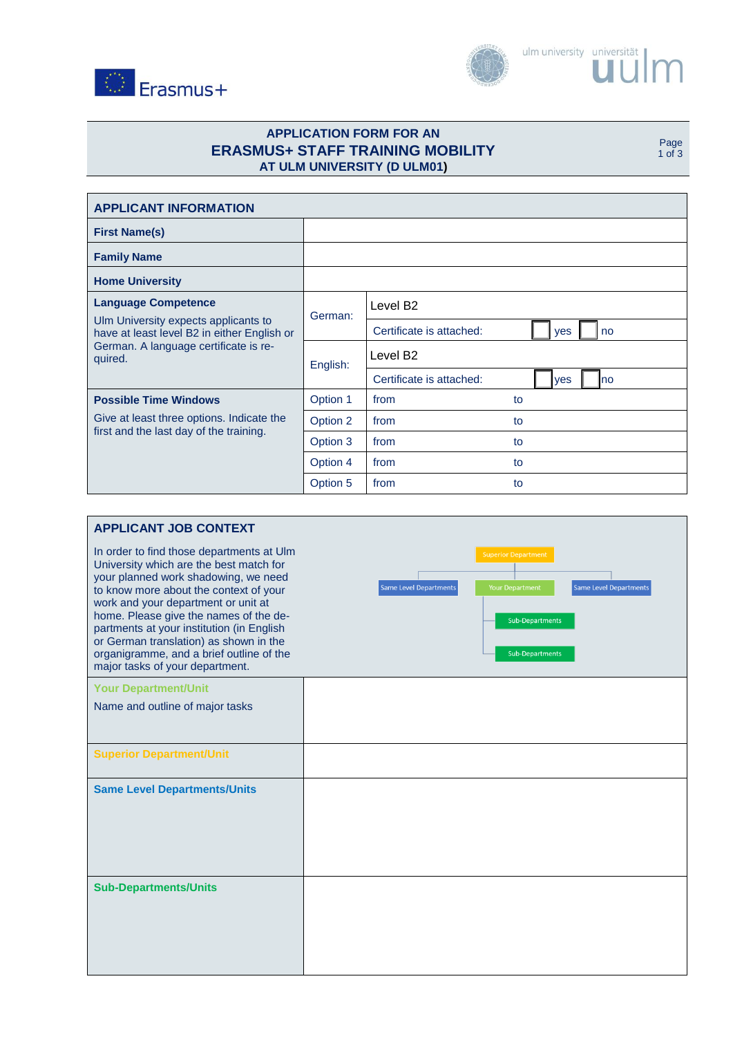Erasmus+

ulm university universität uulm

# APPLICATION FORM FOR AN
# ERASMUS+ STAFF TRAINING MOBILITY
## AT ULM UNIVERSITY (D ULM01)

| APPLICANT INFORMATION | | | |
|---|---|---|---|
| **First Name(s)** | | | |
| **Family Name** | | | |
| **Home University** | | | |
| **Language Competence**<br>Ulm University expects applicants to have at least level B2 in either English or German. A language certificate is required. | German: | Level B2 | |
| | | Certificate is attached: | ☐ yes ☐ no |
| | English: | Level B2 | |
| | | Certificate is attached: | ☐ yes ☐ no |
| **Possible Time Windows**<br>Give at least three options. Indicate the first and the last day of the training. | Option 1 | from | to |
| | Option 2 | from | to |
| | Option 3 | from | to |
| | Option 4 | from | to |
| | Option 5 | from | to |

## APPLICANT JOB CONTEXT

In order to find those departments at Ulm University which are the best match for your planned work shadowing, we need to know more about the context of your work and your department or unit at home. Please give the names of the departments at your institution (in English or German translation) as shown in the organigramme, and a brief outline of the major tasks of your department.

Superior Department
- Same Level Departments
- Your Department
  - Sub-Departments
  - Sub-Departments
- Same Level Departments

| | |
|---|---|
| **Your Department/Unit**<br>Name and outline of major tasks | |
| **Superior Department/Unit** | |
| **Same Level Departments/Units** | |
| **Sub-Departments/Units** | |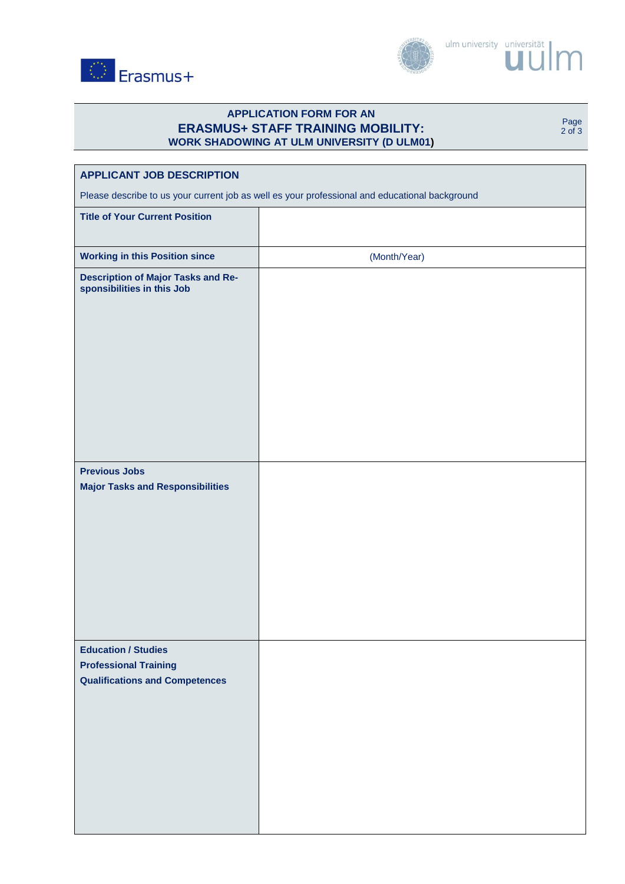# APPLICATION FORM FOR AN
## ERASMUS+ STAFF TRAINING MOBILITY:
### WORK SHADOWING AT ULM UNIVERSITY (D ULM01)

| **APPLICANT JOB DESCRIPTION** | |
|---|---|
| Please describe to us your current job as well es your professional and educational background | |
| **Title of Your Current Position** | |
| **Working in this Position since** | (Month/Year) |
| **Description of Major Tasks and Re-sponsibilities in this Job** | |
| **Previous Jobs**<br>**Major Tasks and Responsibilities** | |
| **Education / Studies**<br>**Professional Training**<br>**Qualifications and Competences** | |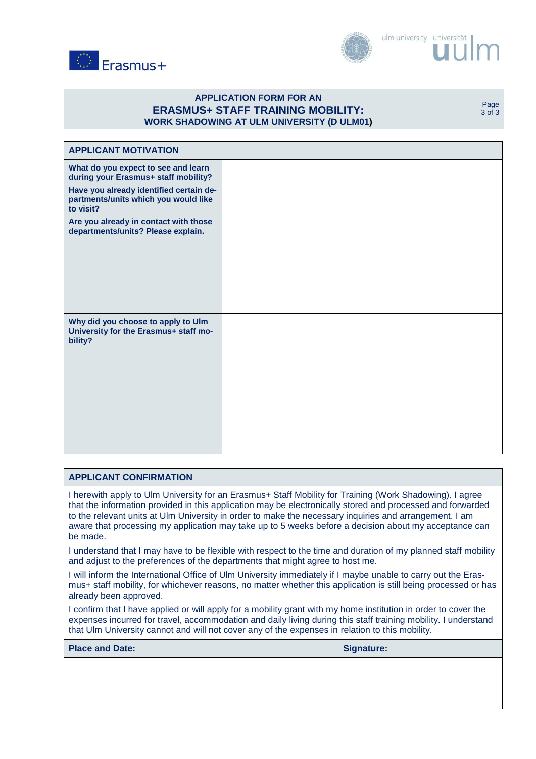# APPLICATION FORM FOR AN ERASMUS+ STAFF TRAINING MOBILITY: WORK SHADOWING AT ULM UNIVERSITY (D ULM01)

## APPLICANT MOTIVATION

| | |
|---|---|
| **What do you expect to see and learn during your Erasmus+ staff mobility?**<br>**Have you already identified certain departments/units which you would like to visit?**<br>**Are you already in contact with those departments/units? Please explain.** | |
| **Why did you choose to apply to Ulm University for the Erasmus+ staff mobility?** | |

## APPLICANT CONFIRMATION

I herewith apply to Ulm University for an Erasmus+ Staff Mobility for Training (Work Shadowing). I agree that the information provided in this application may be electronically stored and processed and forwarded to the relevant units at Ulm University in order to make the necessary inquiries and arrangement. I am aware that processing my application may take up to 5 weeks before a decision about my acceptance can be made.

I understand that I may have to be flexible with respect to the time and duration of my planned staff mobility and adjust to the preferences of the departments that might agree to host me.

I will inform the International Office of Ulm University immediately if I maybe unable to carry out the Erasmus+ staff mobility, for whichever reasons, no matter whether this application is still being processed or has already been approved.

I confirm that I have applied or will apply for a mobility grant with my home institution in order to cover the expenses incurred for travel, accommodation and daily living during this staff training mobility. I understand that Ulm University cannot and will not cover any of the expenses in relation to this mobility.

| **Place and Date:** | **Signature:** |
|---|---|
| | |